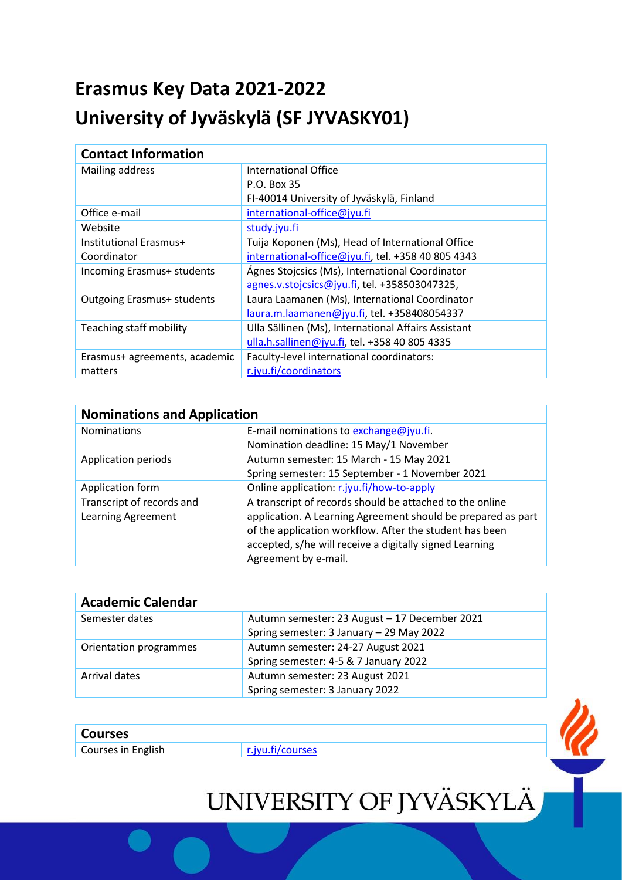# Erasmus Key Data 2021-2022

# University of Jyväskylä (SF JYVASKY01)

| Contact Information | |
|---|---|
| Mailing address | International Office<br>P.O. Box 35<br>FI-40014 University of Jyväskylä, Finland |
| Office e-mail | international-office@jyu.fi |
| Website | study.jyu.fi |
| Institutional Erasmus+ Coordinator | Tuija Koponen (Ms), Head of International Office<br>international-office@jyu.fi, tel. +358 40 805 4343 |
| Incoming Erasmus+ students | Ágnes Stojcsics (Ms), International Coordinator<br>agnes.v.stojcsics@jyu.fi, tel. +358503047325, |
| Outgoing Erasmus+ students | Laura Laamanen (Ms), International Coordinator<br>laura.m.laamanen@jyu.fi, tel. +358408054337 |
| Teaching staff mobility | Ulla Sällinen (Ms), International Affairs Assistant<br>ulla.h.sallinen@jyu.fi, tel. +358 40 805 4335 |
| Erasmus+ agreements, academic matters | Faculty-level international coordinators:<br>r.jyu.fi/coordinators |

| Nominations and Application | |
|---|---|
| Nominations | E-mail nominations to exchange@jyu.fi.<br>Nomination deadline: 15 May/1 November |
| Application periods | Autumn semester: 15 March - 15 May 2021<br>Spring semester: 15 September - 1 November 2021 |
| Application form | Online application: r.jyu.fi/how-to-apply |
| Transcript of records and Learning Agreement | A transcript of records should be attached to the online application. A Learning Agreement should be prepared as part of the application workflow. After the student has been accepted, s/he will receive a digitally signed Learning Agreement by e-mail. |

| Academic Calendar | |
|---|---|
| Semester dates | Autumn semester: 23 August – 17 December 2021<br>Spring semester: 3 January – 29 May 2022 |
| Orientation programmes | Autumn semester: 24-27 August 2021<br>Spring semester: 4-5 & 7 January 2022 |
| Arrival dates | Autumn semester: 23 August 2021<br>Spring semester: 3 January 2022 |

| Courses | |
|---|---|
| Courses in English | r.jyu.fi/courses |

UNIVERSITY OF JYVÄSKYLÄ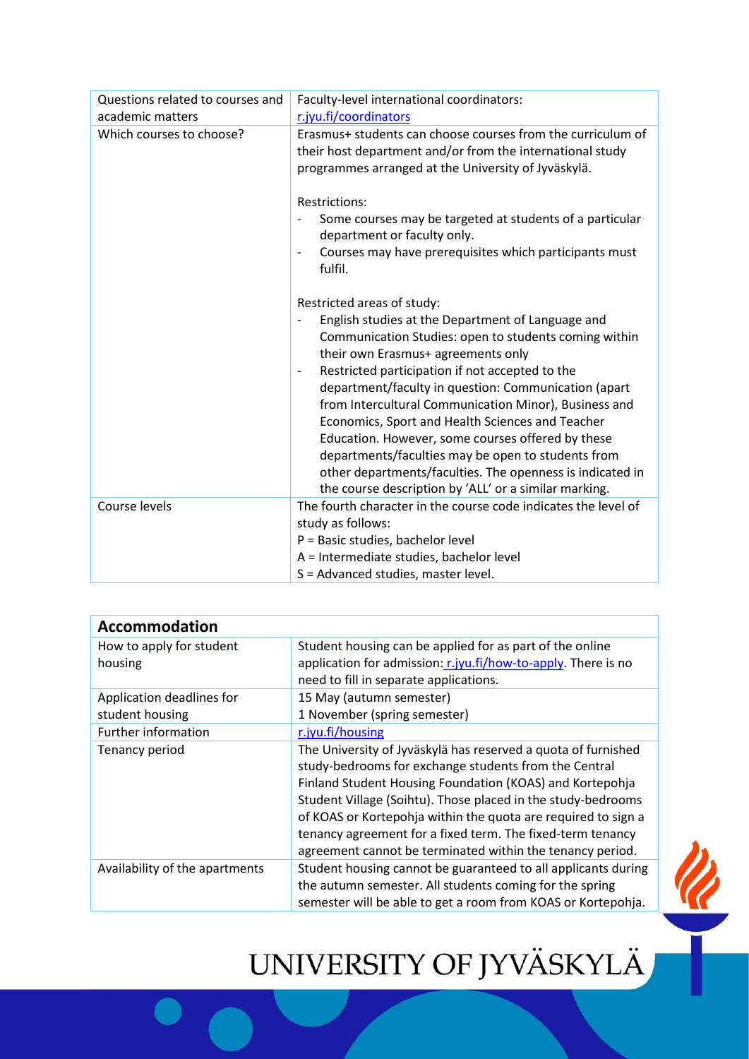| Questions related to courses and academic matters | Faculty-level international coordinators: r.jyu.fi/coordinators |
|---|---|
| Which courses to choose? | Erasmus+ students can choose courses from the curriculum of their host department and/or from the international study programmes arranged at the University of Jyväskylä.<br><br>Restrictions:<br>- Some courses may be targeted at students of a particular department or faculty only.<br>- Courses may have prerequisites which participants must fulfil.<br><br>Restricted areas of study:<br>- English studies at the Department of Language and Communication Studies: open to students coming within their own Erasmus+ agreements only<br>- Restricted participation if not accepted to the department/faculty in question: Communication (apart from Intercultural Communication Minor), Business and Economics, Sport and Health Sciences and Teacher Education. However, some courses offered by these departments/faculties may be open to students from other departments/faculties. The openness is indicated in the course description by 'ALL' or a similar marking. |
| Course levels | The fourth character in the course code indicates the level of study as follows:<br>P = Basic studies, bachelor level<br>A = Intermediate studies, bachelor level<br>S = Advanced studies, master level. |

| **Accommodation** | |
|---|---|
| How to apply for student housing | Student housing can be applied for as part of the online application for admission: r.jyu.fi/how-to-apply. There is no need to fill in separate applications. |
| Application deadlines for student housing | 15 May (autumn semester)<br>1 November (spring semester) |
| Further information | r.jyu.fi/housing |
| Tenancy period | The University of Jyväskylä has reserved a quota of furnished study-bedrooms for exchange students from the Central Finland Student Housing Foundation (KOAS) and Kortepohja Student Village (Soihtu). Those placed in the study-bedrooms of KOAS or Kortepohja within the quota are required to sign a tenancy agreement for a fixed term. The fixed-term tenancy agreement cannot be terminated within the tenancy period. |
| Availability of the apartments | Student housing cannot be guaranteed to all applicants during the autumn semester. All students coming for the spring semester will be able to get a room from KOAS or Kortepohja. |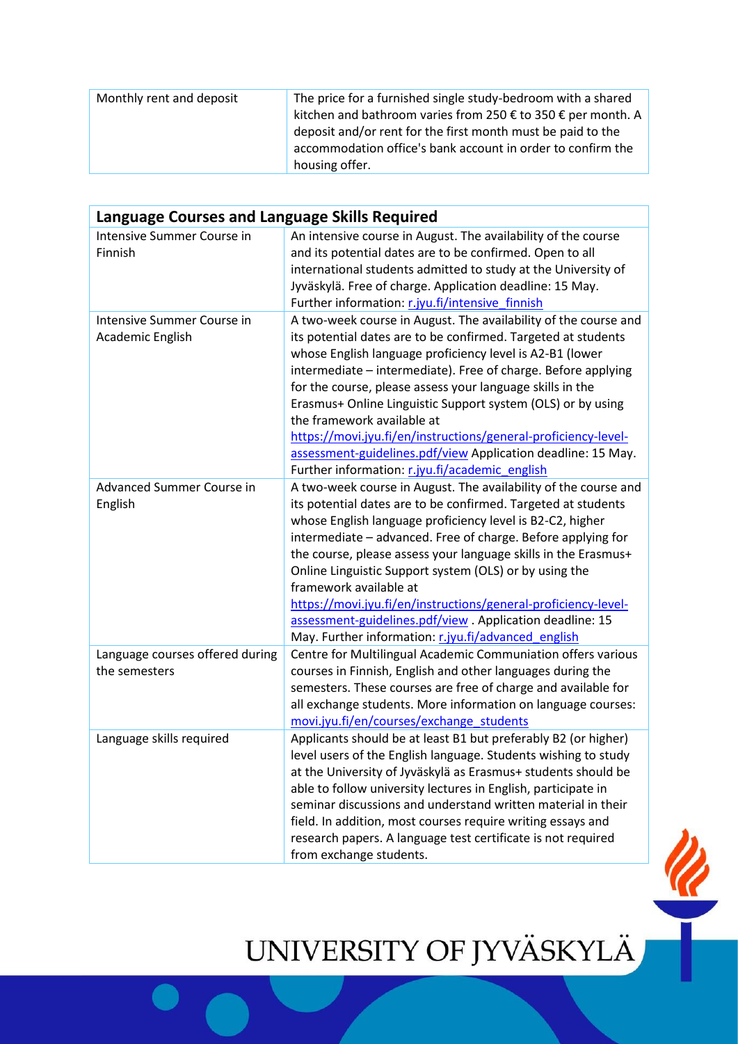| Monthly rent and deposit | The price for a furnished single study-bedroom with a shared kitchen and bathroom varies from 250 € to 350 € per month. A deposit and/or rent for the first month must be paid to the accommodation office's bank account in order to confirm the housing offer. |
|---|---|

| **Language Courses and Language Skills Required** | |
|---|---|
| Intensive Summer Course in Finnish | An intensive course in August. The availability of the course and its potential dates are to be confirmed. Open to all international students admitted to study at the University of Jyväskylä. Free of charge. Application deadline: 15 May. Further information: r.jyu.fi/intensive_finnish |
| Intensive Summer Course in Academic English | A two-week course in August. The availability of the course and its potential dates are to be confirmed. Targeted at students whose English language proficiency level is A2-B1 (lower intermediate – intermediate). Free of charge. Before applying for the course, please assess your language skills in the Erasmus+ Online Linguistic Support system (OLS) or by using the framework available at https://movi.jyu.fi/en/instructions/general-proficiency-level-assessment-guidelines.pdf/view Application deadline: 15 May. Further information: r.jyu.fi/academic_english |
| Advanced Summer Course in English | A two-week course in August. The availability of the course and its potential dates are to be confirmed. Targeted at students whose English language proficiency level is B2-C2, higher intermediate – advanced. Free of charge. Before applying for the course, please assess your language skills in the Erasmus+ Online Linguistic Support system (OLS) or by using the framework available at https://movi.jyu.fi/en/instructions/general-proficiency-level-assessment-guidelines.pdf/view . Application deadline: 15 May. Further information: r.jyu.fi/advanced_english |
| Language courses offered during the semesters | Centre for Multilingual Academic Communiation offers various courses in Finnish, English and other languages during the semesters. These courses are free of charge and available for all exchange students. More information on language courses: movi.jyu.fi/en/courses/exchange_students |
| Language skills required | Applicants should be at least B1 but preferably B2 (or higher) level users of the English language. Students wishing to study at the University of Jyväskylä as Erasmus+ students should be able to follow university lectures in English, participate in seminar discussions and understand written material in their field. In addition, most courses require writing essays and research papers. A language test certificate is not required from exchange students. |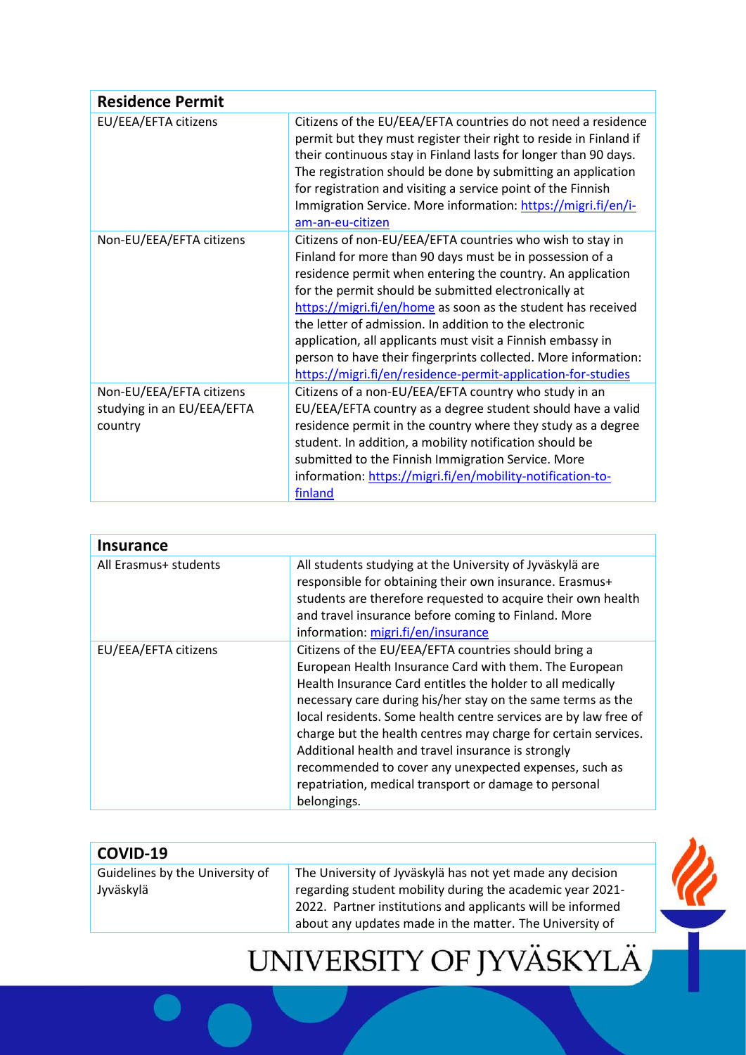| Residence Permit | |
|---|---|
| EU/EEA/EFTA citizens | Citizens of the EU/EEA/EFTA countries do not need a residence permit but they must register their right to reside in Finland if their continuous stay in Finland lasts for longer than 90 days. The registration should be done by submitting an application for registration and visiting a service point of the Finnish Immigration Service. More information: https://migri.fi/en/i-am-an-eu-citizen |
| Non-EU/EEA/EFTA citizens | Citizens of non-EU/EEA/EFTA countries who wish to stay in Finland for more than 90 days must be in possession of a residence permit when entering the country. An application for the permit should be submitted electronically at https://migri.fi/en/home as soon as the student has received the letter of admission. In addition to the electronic application, all applicants must visit a Finnish embassy in person to have their fingerprints collected. More information: https://migri.fi/en/residence-permit-application-for-studies |
| Non-EU/EEA/EFTA citizens studying in an EU/EEA/EFTA country | Citizens of a non-EU/EEA/EFTA country who study in an EU/EEA/EFTA country as a degree student should have a valid residence permit in the country where they study as a degree student. In addition, a mobility notification should be submitted to the Finnish Immigration Service. More information: https://migri.fi/en/mobility-notification-to-finland |

| Insurance | |
|---|---|
| All Erasmus+ students | All students studying at the University of Jyväskylä are responsible for obtaining their own insurance. Erasmus+ students are therefore requested to acquire their own health and travel insurance before coming to Finland. More information: migri.fi/en/insurance |
| EU/EEA/EFTA citizens | Citizens of the EU/EEA/EFTA countries should bring a European Health Insurance Card with them. The European Health Insurance Card entitles the holder to all medically necessary care during his/her stay on the same terms as the local residents. Some health centre services are by law free of charge but the health centres may charge for certain services. Additional health and travel insurance is strongly recommended to cover any unexpected expenses, such as repatriation, medical transport or damage to personal belongings. |

| COVID-19 | |
|---|---|
| Guidelines by the University of Jyväskylä | The University of Jyväskylä has not yet made any decision regarding student mobility during the academic year 2021-2022. Partner institutions and applicants will be informed about any updates made in the matter. The University of |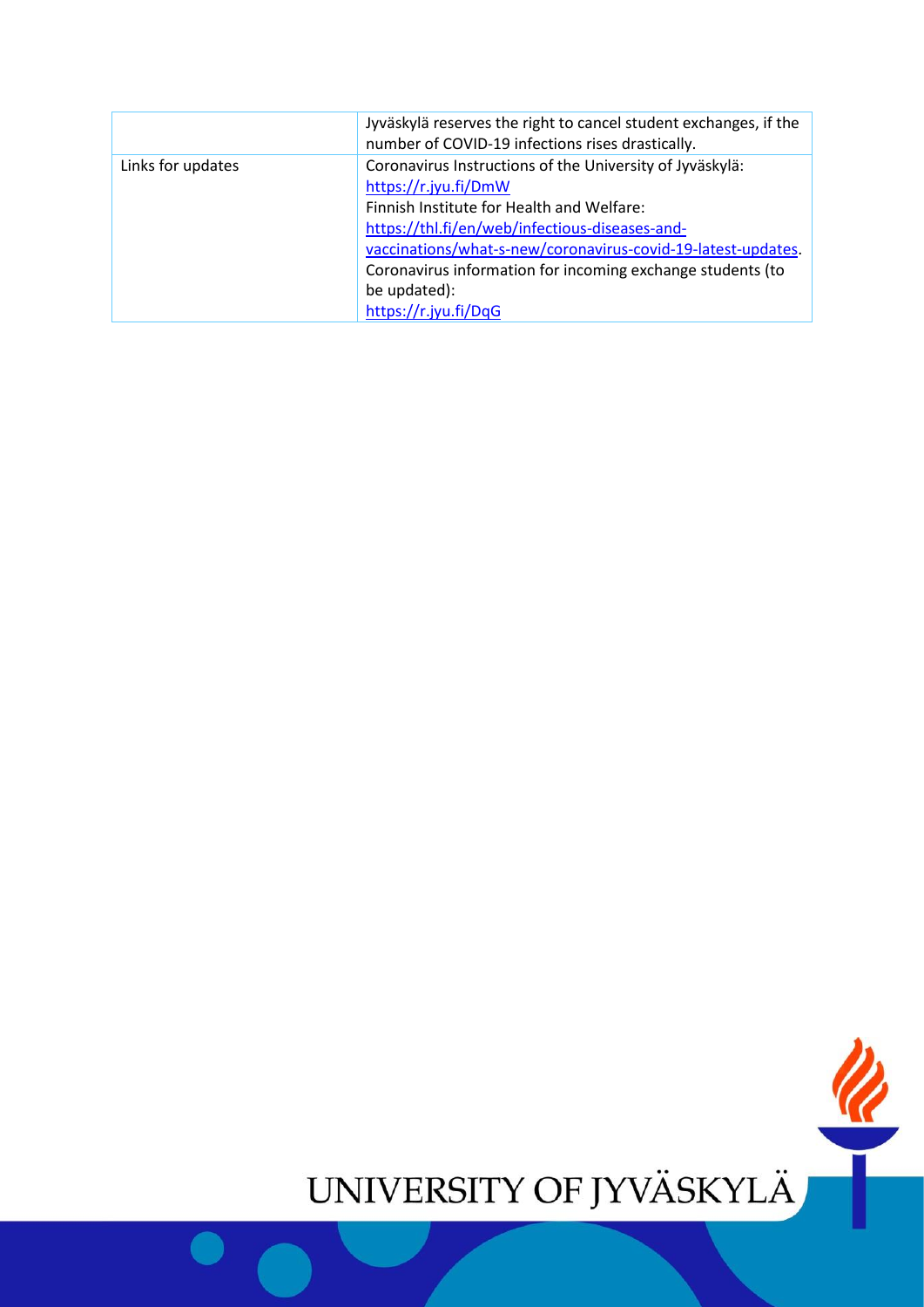| | |
|---|---|
| | Jyväskylä reserves the right to cancel student exchanges, if the number of COVID-19 infections rises drastically. |
| Links for updates | Coronavirus Instructions of the University of Jyväskylä: https://r.jyu.fi/DmW<br>Finnish Institute for Health and Welfare: https://thl.fi/en/web/infectious-diseases-and-vaccinations/what-s-new/coronavirus-covid-19-latest-updates.<br>Coronavirus information for incoming exchange students (to be updated):<br>https://r.jyu.fi/DqG |